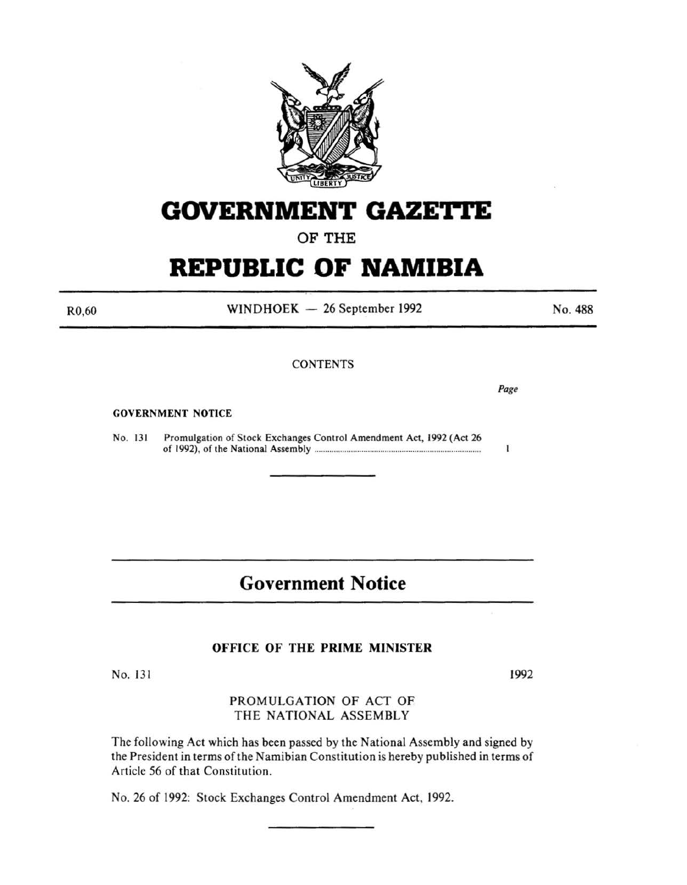# GOVERNMENT GAZETTE

OF THE

# REPUBLIC OF NAMIBIA

R0,60 WINDHOEK — 26 September 1992 No. 488

CONTENTS

*Page*

**GOVERNMENT NOTICE**

No. 131 Promulgation of Stock Exchanges Control Amendment Act, 1992 (Act 26 of 1992), of the National Assembly ........................................ 1

## Government Notice

### OFFICE OF THE PRIME MINISTER

No. 131 1992

PROMULGATION OF ACT OF THE NATIONAL ASSEMBLY

The following Act which has been passed by the National Assembly and signed by the President in terms of the Namibian Constitution is hereby published in terms of Article 56 of that Constitution.

No. 26 of 1992: Stock Exchanges Control Amendment Act, 1992.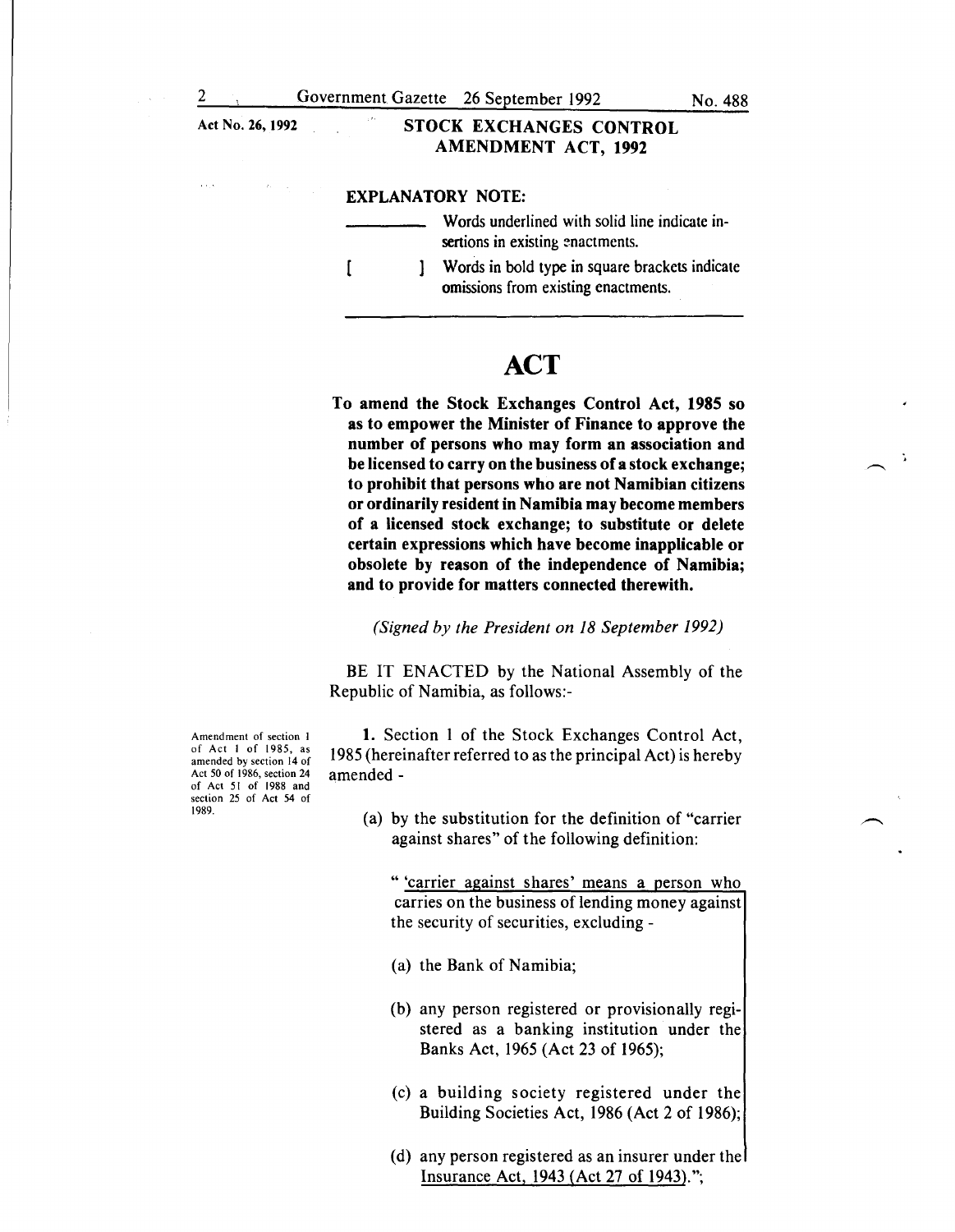Act No. 26, 1992

**STOCK EXCHANGES CONTROL AMENDMENT ACT, 1992**

**EXPLANATORY NOTE:**

\_\_\_\_\_\_\_\_\_\_ Words underlined with solid line indicate insertions in existing enactments.

[ ] Words in bold type in square brackets indicate omissions from existing enactments.

# ACT

**To amend the Stock Exchanges Control Act, 1985 so as to empower the Minister of Finance to approve the number of persons who may form an association and be licensed to carry on the business of a stock exchange; to prohibit that persons who are not Namibian citizens or ordinarily resident in Namibia may become members of a licensed stock exchange; to substitute or delete certain expressions which have become inapplicable or obsolete by reason of the independence of Namibia; and to provide for matters connected therewith.**

*(Signed by the President on 18 September 1992)*

BE IT ENACTED by the National Assembly of the Republic of Namibia, as follows:-

*Amendment of section 1 of Act 1 of 1985, as amended by section 14 of Act 50 of 1986, section 24 of Act 51 of 1988 and section 25 of Act 54 of 1989.*

**1.** Section 1 of the Stock Exchanges Control Act, 1985 (hereinafter referred to as the principal Act) is hereby amended -

(a) by the substitution for the definition of "carrier against shares" of the following definition:

" 'carrier against shares' means a person who carries on the business of lending money against the security of securities, excluding -

(a) the Bank of Namibia;

(b) any person registered or provisionally registered as a banking institution under the Banks Act, 1965 (Act 23 of 1965);

(c) a building society registered under the Building Societies Act, 1986 (Act 2 of 1986);

(d) any person registered as an insurer under the Insurance Act, 1943 (Act 27 of 1943).";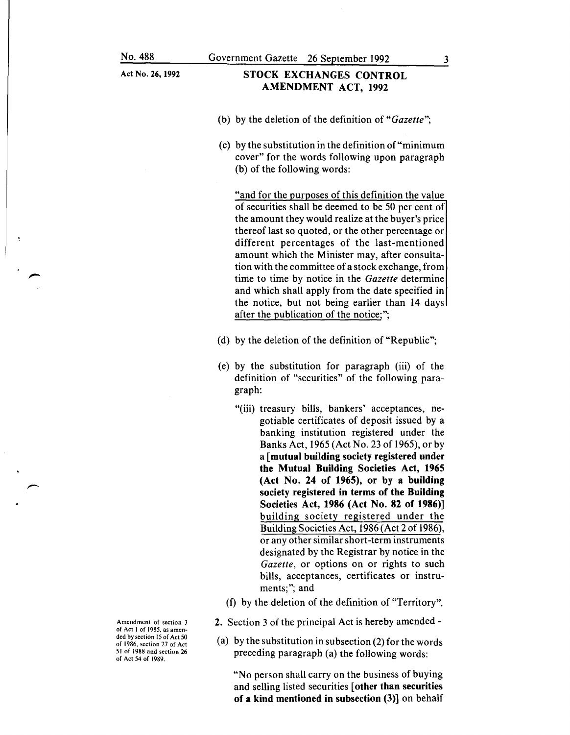Act No. 26, 1992

## STOCK EXCHANGES CONTROL AMENDMENT ACT, 1992

(b) by the deletion of the definition of "*Gazette*";

(c) by the substitution in the definition of "minimum cover" for the words following upon paragraph (b) of the following words:

"and for the purposes of this definition the value of securities shall be deemed to be 50 per cent of the amount they would realize at the buyer's price thereof last so quoted, or the other percentage or different percentages of the last-mentioned amount which the Minister may, after consultation with the committee of a stock exchange, from time to time by notice in the *Gazette* determine and which shall apply from the date specified in the notice, but not being earlier than 14 days after the publication of the notice;";

(d) by the deletion of the definition of "Republic";

(e) by the substitution for paragraph (iii) of the definition of "securities" of the following paragraph:

"(iii) treasury bills, bankers' acceptances, negotiable certificates of deposit issued by a banking institution registered under the Banks Act, 1965 (Act No. 23 of 1965), or by a **[mutual building society registered under the Mutual Building Societies Act, 1965 (Act No. 24 of 1965), or by a building society registered in terms of the Building Societies Act, 1986 (Act No. 82 of 1986)]** building society registered under the Building Societies Act, 1986 (Act 2 of 1986), or any other similar short-term instruments designated by the Registrar by notice in the *Gazette*, or options on or rights to such bills, acceptances, certificates or instruments;"; and

(f) by the deletion of the definition of "Territory".

Amendment of section 3 of Act 1 of 1985, as amended by section 15 of Act 50 of 1986, section 27 of Act 51 of 1988 and section 26 of Act 54 of 1989.

**2.** Section 3 of the principal Act is hereby amended -

(a) by the substitution in subsection (2) for the words preceding paragraph (a) the following words:

"No person shall carry on the business of buying and selling listed securities **[other than securities of a kind mentioned in subsection (3)]** on behalf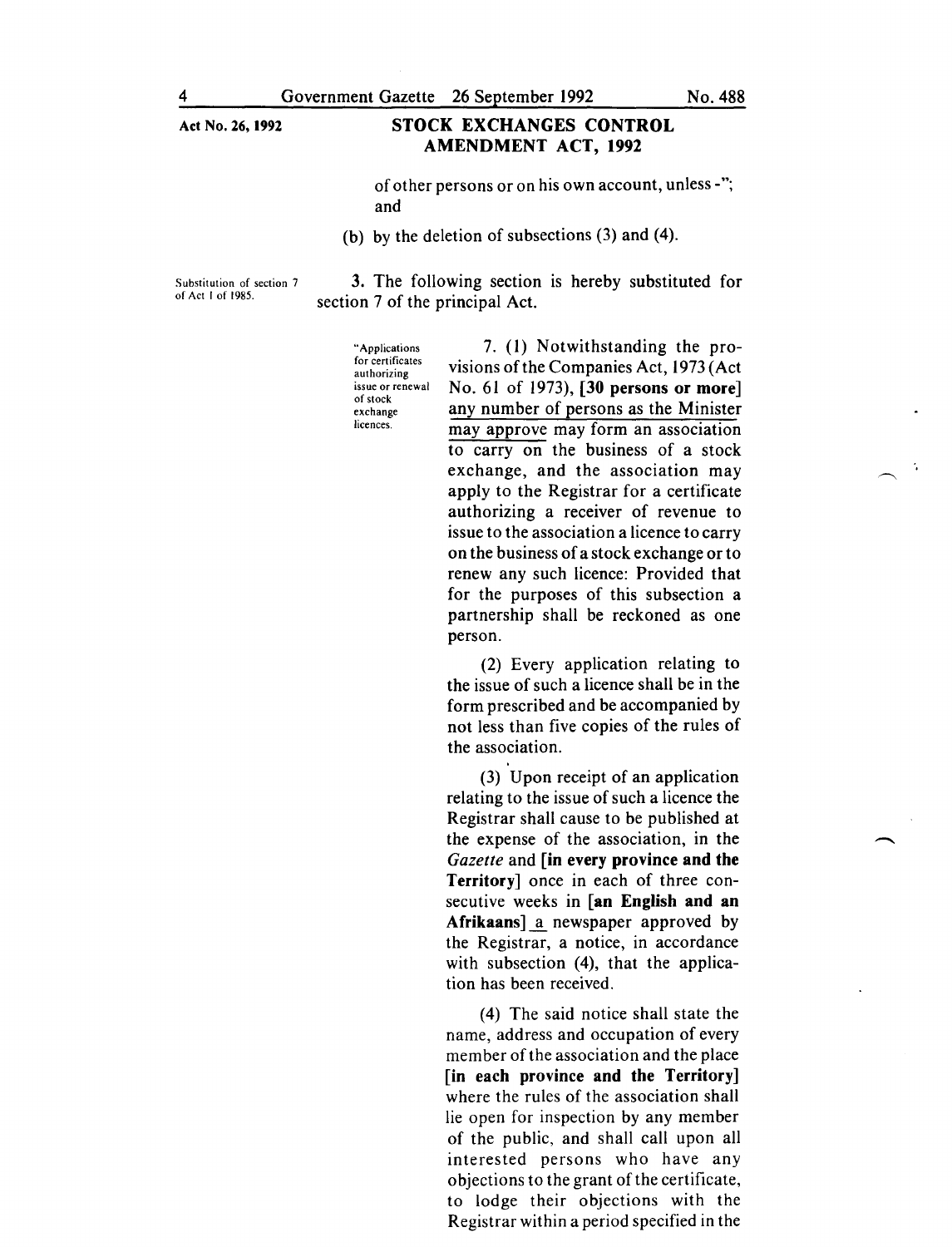of other persons or on his own account, unless -"; and

(b) by the deletion of subsections (3) and (4).

Substitution of section 7 of Act 1 of 1985.

**3.** The following section is hereby substituted for section 7 of the principal Act.

"Applications for certificates authorizing issue or renewal of stock exchange licences.

7. (1) Notwithstanding the provisions of the Companies Act, 1973 (Act No. 61 of 1973), **[30 persons or more]** <u>any number of persons as the Minister may approve</u> may form an association to carry on the business of a stock exchange, and the association may apply to the Registrar for a certificate authorizing a receiver of revenue to issue to the association a licence to carry on the business of a stock exchange or to renew any such licence: Provided that for the purposes of this subsection a partnership shall be reckoned as one person.

(2) Every application relating to the issue of such a licence shall be in the form prescribed and be accompanied by not less than five copies of the rules of the association.

(3) Upon receipt of an application relating to the issue of such a licence the Registrar shall cause to be published at the expense of the association, in the *Gazette* and **[in every province and the Territory]** once in each of three consecutive weeks in **[an English and an Afrikaans]** <u>a</u> newspaper approved by the Registrar, a notice, in accordance with subsection (4), that the application has been received.

(4) The said notice shall state the name, address and occupation of every member of the association and the place **[in each province and the Territory]** where the rules of the association shall lie open for inspection by any member of the public, and shall call upon all interested persons who have any objections to the grant of the certificate, to lodge their objections with the Registrar within a period specified in the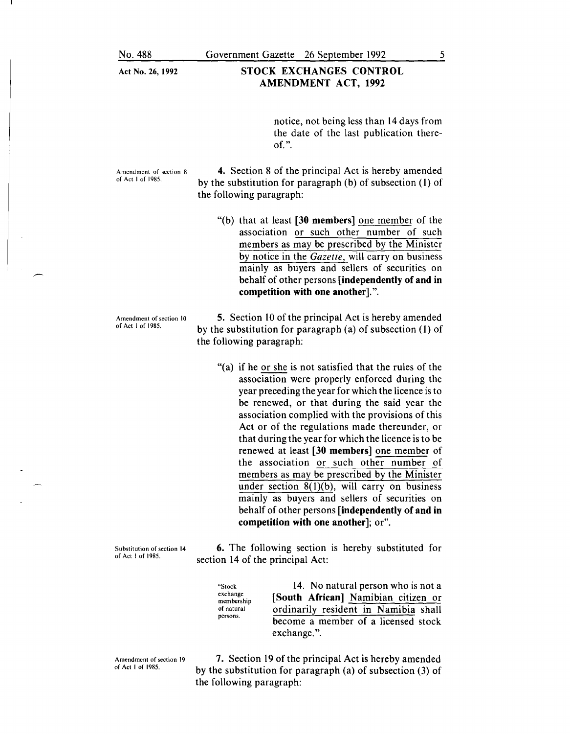notice, not being less than 14 days from the date of the last publication thereof.".

Amendment of section 8 of Act 1 of 1985.

**4.** Section 8 of the principal Act is hereby amended by the substitution for paragraph (b) of subsection (1) of the following paragraph:

"(b) that at least **[30 members]** one member of the association or such other number of such members as may be prescribed by the Minister by notice in the *Gazette*, will carry on business mainly as buyers and sellers of securities on behalf of other persons **[independently of and in competition with one another]**.".

Amendment of section 10 of Act 1 of 1985.

**5.** Section 10 of the principal Act is hereby amended by the substitution for paragraph (a) of subsection (1) of the following paragraph:

"(a) if he or she is not satisfied that the rules of the association were properly enforced during the year preceding the year for which the licence is to be renewed, or that during the said year the association complied with the provisions of this Act or of the regulations made thereunder, or that during the year for which the licence is to be renewed at least **[30 members]** one member of the association or such other number of members as may be prescribed by the Minister under section 8(1)(b), will carry on business mainly as buyers and sellers of securities on behalf of other persons **[independently of and in competition with one another]**; or".

Substitution of section 14 of Act 1 of 1985.

**6.** The following section is hereby substituted for section 14 of the principal Act:

"Stock exchange membership of natural persons.

14. No natural person who is not a **[South African]** Namibian citizen or ordinarily resident in Namibia shall become a member of a licensed stock exchange.".

Amendment of section 19 of Act 1 of 1985.

**7.** Section 19 of the principal Act is hereby amended by the substitution for paragraph (a) of subsection (3) of the following paragraph: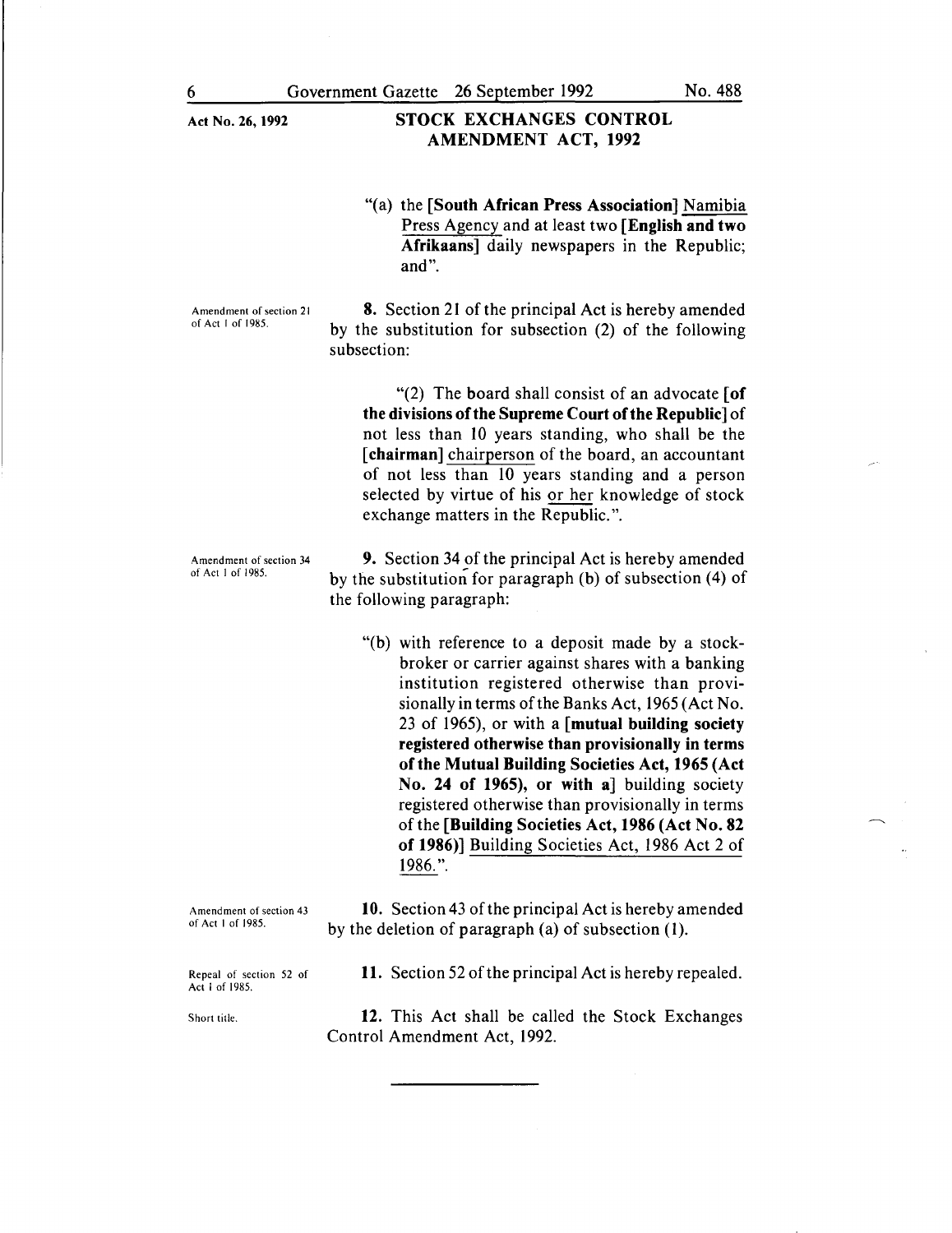Act No. 26, 1992

**STOCK EXCHANGES CONTROL AMENDMENT ACT, 1992**

"(a) the **[South African Press Association]** Namibia Press Agency and at least two **[English and two Afrikaans]** daily newspapers in the Republic; and".

Amendment of section 21 of Act 1 of 1985.

**8.** Section 21 of the principal Act is hereby amended by the substitution for subsection (2) of the following subsection:

"(2) The board shall consist of an advocate **[of the divisions of the Supreme Court of the Republic]** of not less than 10 years standing, who shall be the **[chairman]** chairperson of the board, an accountant of not less than 10 years standing and a person selected by virtue of his or her knowledge of stock exchange matters in the Republic.".

Amendment of section 34 of Act 1 of 1985.

**9.** Section 34 of the principal Act is hereby amended by the substitution for paragraph (b) of subsection (4) of the following paragraph:

"(b) with reference to a deposit made by a stockbroker or carrier against shares with a banking institution registered otherwise than provisionally in terms of the Banks Act, 1965 (Act No. 23 of 1965), or with a **[mutual building society registered otherwise than provisionally in terms of the Mutual Building Societies Act, 1965 (Act No. 24 of 1965), or with a]** building society registered otherwise than provisionally in terms of the **[Building Societies Act, 1986 (Act No. 82 of 1986)]** Building Societies Act, 1986 Act 2 of 1986.".

Amendment of section 43 of Act 1 of 1985.

**10.** Section 43 of the principal Act is hereby amended by the deletion of paragraph (a) of subsection (1).

Repeal of section 52 of Act 1 of 1985.

**11.** Section 52 of the principal Act is hereby repealed.

Short title.

**12.** This Act shall be called the Stock Exchanges Control Amendment Act, 1992.